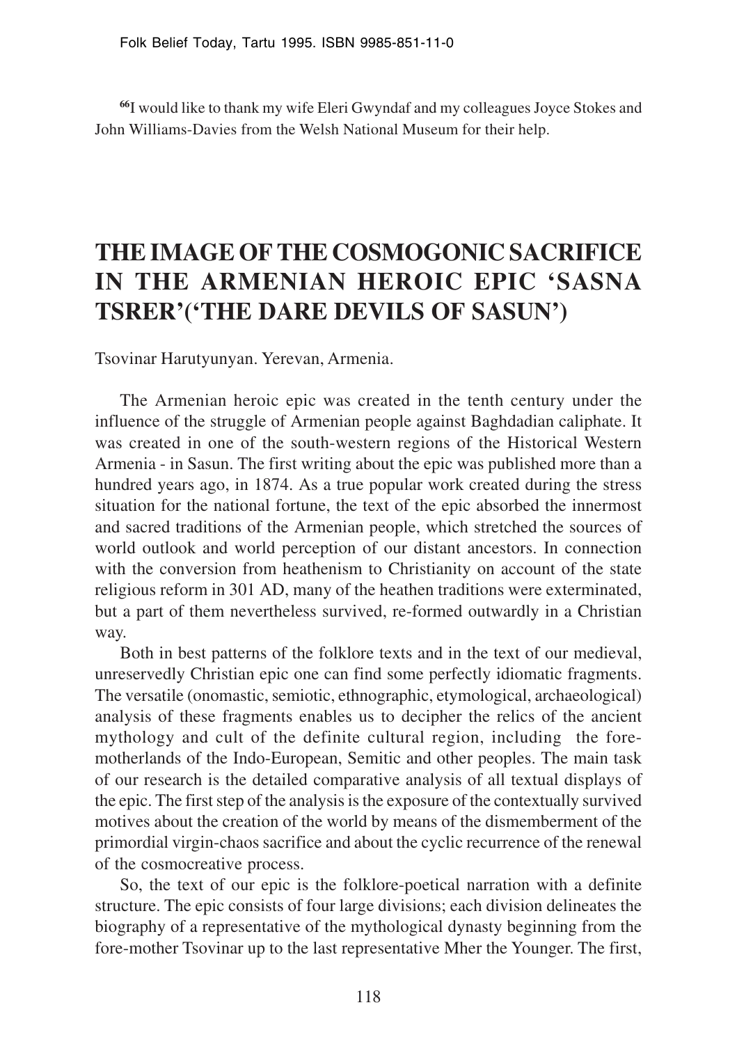[66]I would like to thank my wife Eleri Gwyndaf and my colleagues Joyce Stokes and John Williams-Davies from the Welsh National Museum for their help.

# THE IMAGE OF THE COSMOGONIC SACRIFICE IN THE ARMENIAN HEROIC EPIC 'SASNA TSRER'('THE DARE DEVILS OF SASUN')

Tsovinar Harutyunyan. Yerevan, Armenia.

The Armenian heroic epic was created in the tenth century under the influence of the struggle of Armenian people against Baghdadian caliphate. It was created in one of the south-western regions of the Historical Western Armenia - in Sasun. The first writing about the epic was published more than a hundred years ago, in 1874. As a true popular work created during the stress situation for the national fortune, the text of the epic absorbed the innermost and sacred traditions of the Armenian people, which stretched the sources of world outlook and world perception of our distant ancestors. In connection with the conversion from heathenism to Christianity on account of the state religious reform in 301 AD, many of the heathen traditions were exterminated, but a part of them nevertheless survived, re-formed outwardly in a Christian way.

Both in best patterns of the folklore texts and in the text of our medieval, unreservedly Christian epic one can find some perfectly idiomatic fragments. The versatile (onomastic, semiotic, ethnographic, etymological, archaeological) analysis of these fragments enables us to decipher the relics of the ancient mythology and cult of the definite cultural region, including the fore-motherlands of the Indo-European, Semitic and other peoples. The main task of our research is the detailed comparative analysis of all textual displays of the epic. The first step of the analysis is the exposure of the contextually survived motives about the creation of the world by means of the dismemberment of the primordial virgin-chaos sacrifice and about the cyclic recurrence of the renewal of the cosmocreative process.

So, the text of our epic is the folklore-poetical narration with a definite structure. The epic consists of four large divisions; each division delineates the biography of a representative of the mythological dynasty beginning from the fore-mother Tsovinar up to the last representative Mher the Younger. The first,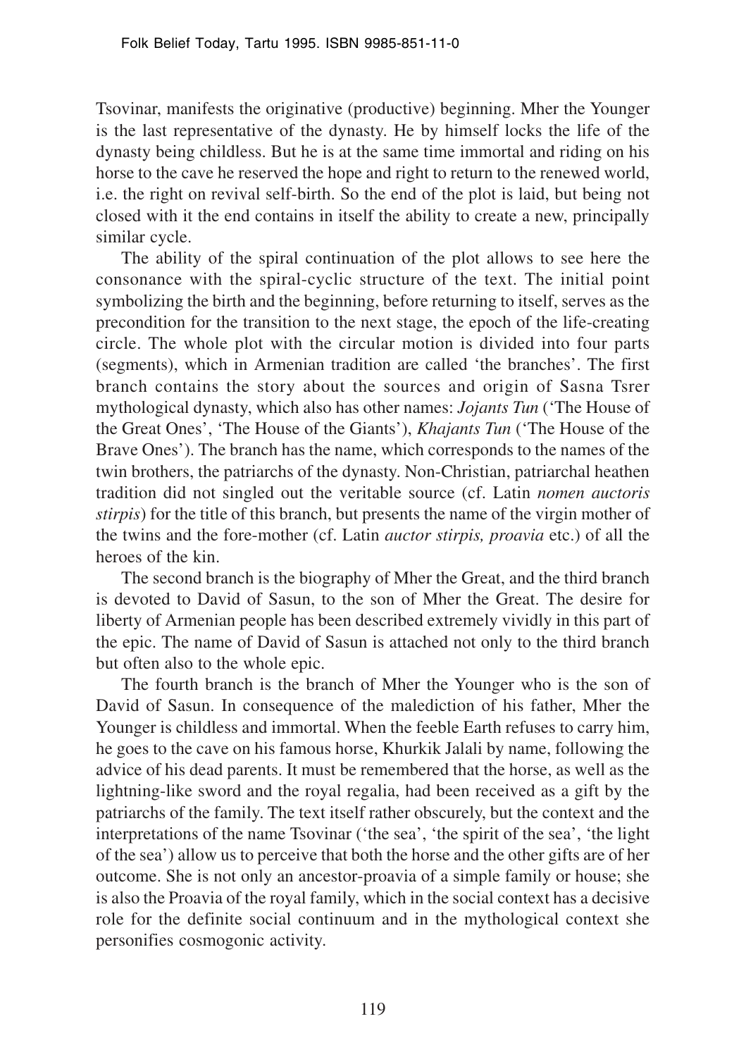Tsovinar, manifests the originative (productive) beginning. Mher the Younger is the last representative of the dynasty. He by himself locks the life of the dynasty being childless. But he is at the same time immortal and riding on his horse to the cave he reserved the hope and right to return to the renewed world, i.e. the right on revival self-birth. So the end of the plot is laid, but being not closed with it the end contains in itself the ability to create a new, principally similar cycle.

The ability of the spiral continuation of the plot allows to see here the consonance with the spiral-cyclic structure of the text. The initial point symbolizing the birth and the beginning, before returning to itself, serves as the precondition for the transition to the next stage, the epoch of the life-creating circle. The whole plot with the circular motion is divided into four parts (segments), which in Armenian tradition are called 'the branches'. The first branch contains the story about the sources and origin of Sasna Tsrer mythological dynasty, which also has other names: *Jojants Tun* ('The House of the Great Ones', 'The House of the Giants'), *Khajants Tun* ('The House of the Brave Ones'). The branch has the name, which corresponds to the names of the twin brothers, the patriarchs of the dynasty. Non-Christian, patriarchal heathen tradition did not singled out the veritable source (cf. Latin *nomen auctoris stirpis*) for the title of this branch, but presents the name of the virgin mother of the twins and the fore-mother (cf. Latin *auctor stirpis, proavia* etc.) of all the heroes of the kin.

The second branch is the biography of Mher the Great, and the third branch is devoted to David of Sasun, to the son of Mher the Great. The desire for liberty of Armenian people has been described extremely vividly in this part of the epic. The name of David of Sasun is attached not only to the third branch but often also to the whole epic.

The fourth branch is the branch of Mher the Younger who is the son of David of Sasun. In consequence of the malediction of his father, Mher the Younger is childless and immortal. When the feeble Earth refuses to carry him, he goes to the cave on his famous horse, Khurkik Jalali by name, following the advice of his dead parents. It must be remembered that the horse, as well as the lightning-like sword and the royal regalia, had been received as a gift by the patriarchs of the family. The text itself rather obscurely, but the context and the interpretations of the name Tsovinar ('the sea', 'the spirit of the sea', 'the light of the sea') allow us to perceive that both the horse and the other gifts are of her outcome. She is not only an ancestor-proavia of a simple family or house; she is also the Proavia of the royal family, which in the social context has a decisive role for the definite social continuum and in the mythological context she personifies cosmogonic activity.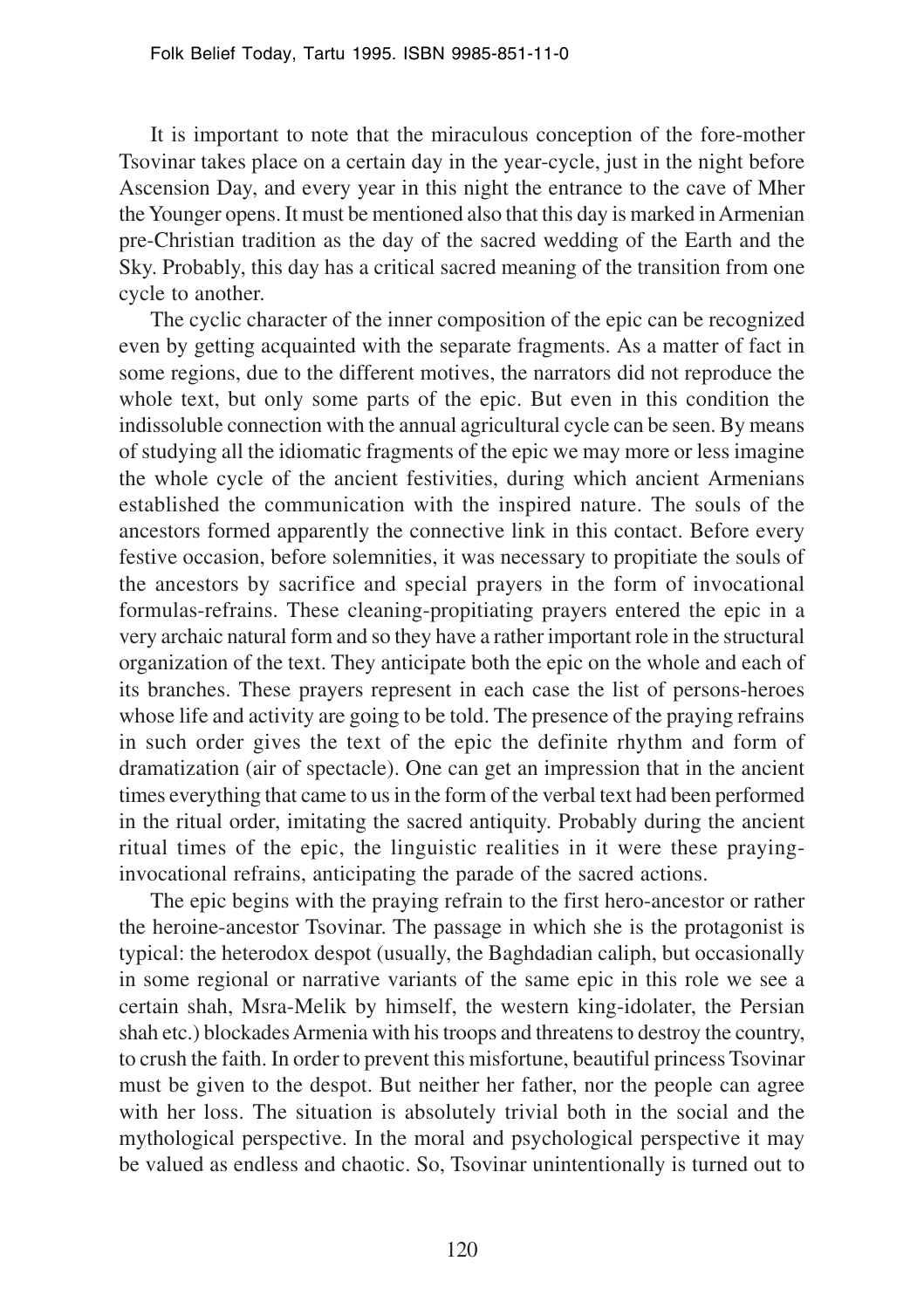It is important to note that the miraculous conception of the fore-mother Tsovinar takes place on a certain day in the year-cycle, just in the night before Ascension Day, and every year in this night the entrance to the cave of Mher the Younger opens. It must be mentioned also that this day is marked in Armenian pre-Christian tradition as the day of the sacred wedding of the Earth and the Sky. Probably, this day has a critical sacred meaning of the transition from one cycle to another.

The cyclic character of the inner composition of the epic can be recognized even by getting acquainted with the separate fragments. As a matter of fact in some regions, due to the different motives, the narrators did not reproduce the whole text, but only some parts of the epic. But even in this condition the indissoluble connection with the annual agricultural cycle can be seen. By means of studying all the idiomatic fragments of the epic we may more or less imagine the whole cycle of the ancient festivities, during which ancient Armenians established the communication with the inspired nature. The souls of the ancestors formed apparently the connective link in this contact. Before every festive occasion, before solemnities, it was necessary to propitiate the souls of the ancestors by sacrifice and special prayers in the form of invocational formulas-refrains. These cleaning-propitiating prayers entered the epic in a very archaic natural form and so they have a rather important role in the structural organization of the text. They anticipate both the epic on the whole and each of its branches. These prayers represent in each case the list of persons-heroes whose life and activity are going to be told. The presence of the praying refrains in such order gives the text of the epic the definite rhythm and form of dramatization (air of spectacle). One can get an impression that in the ancient times everything that came to us in the form of the verbal text had been performed in the ritual order, imitating the sacred antiquity. Probably during the ancient ritual times of the epic, the linguistic realities in it were these praying-invocational refrains, anticipating the parade of the sacred actions.

The epic begins with the praying refrain to the first hero-ancestor or rather the heroine-ancestor Tsovinar. The passage in which she is the protagonist is typical: the heterodox despot (usually, the Baghdadian caliph, but occasionally in some regional or narrative variants of the same epic in this role we see a certain shah, Msra-Melik by himself, the western king-idolater, the Persian shah etc.) blockades Armenia with his troops and threatens to destroy the country, to crush the faith. In order to prevent this misfortune, beautiful princess Tsovinar must be given to the despot. But neither her father, nor the people can agree with her loss. The situation is absolutely trivial both in the social and the mythological perspective. In the moral and psychological perspective it may be valued as endless and chaotic. So, Tsovinar unintentionally is turned out to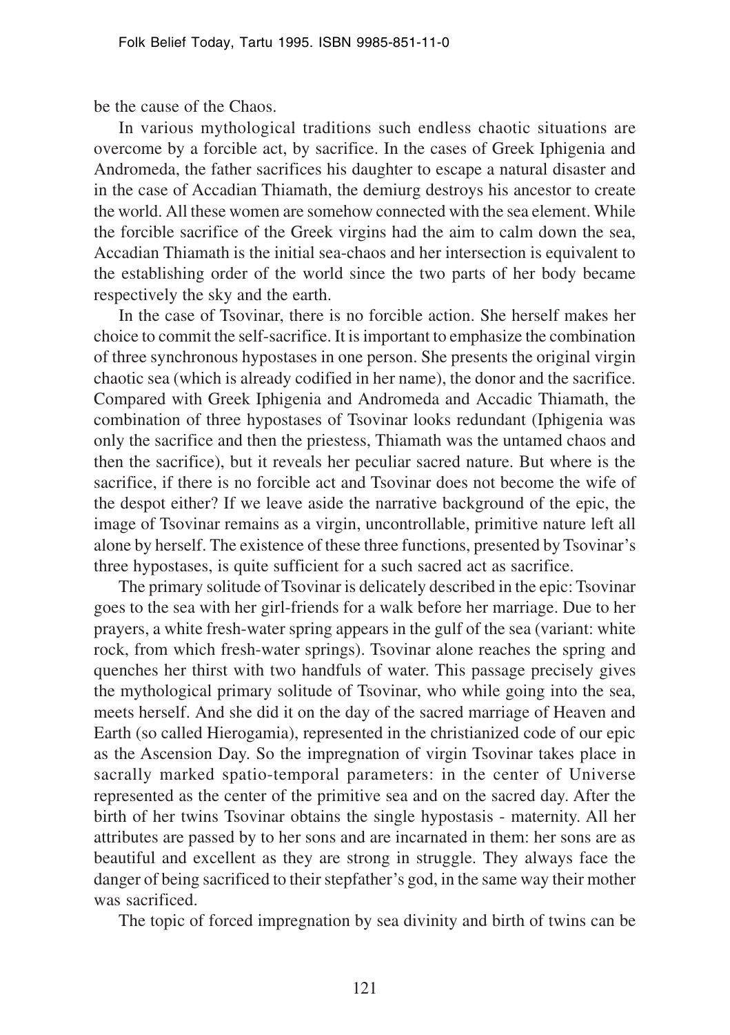be the cause of the Chaos.

In various mythological traditions such endless chaotic situations are overcome by a forcible act, by sacrifice. In the cases of Greek Iphigenia and Andromeda, the father sacrifices his daughter to escape a natural disaster and in the case of Accadian Thiamath, the demiurg destroys his ancestor to create the world. All these women are somehow connected with the sea element. While the forcible sacrifice of the Greek virgins had the aim to calm down the sea, Accadian Thiamath is the initial sea-chaos and her intersection is equivalent to the establishing order of the world since the two parts of her body became respectively the sky and the earth.

In the case of Tsovinar, there is no forcible action. She herself makes her choice to commit the self-sacrifice. It is important to emphasize the combination of three synchronous hypostases in one person. She presents the original virgin chaotic sea (which is already codified in her name), the donor and the sacrifice. Compared with Greek Iphigenia and Andromeda and Accadic Thiamath, the combination of three hypostases of Tsovinar looks redundant (Iphigenia was only the sacrifice and then the priestess, Thiamath was the untamed chaos and then the sacrifice), but it reveals her peculiar sacred nature. But where is the sacrifice, if there is no forcible act and Tsovinar does not become the wife of the despot either? If we leave aside the narrative background of the epic, the image of Tsovinar remains as a virgin, uncontrollable, primitive nature left all alone by herself. The existence of these three functions, presented by Tsovinar's three hypostases, is quite sufficient for a such sacred act as sacrifice.

The primary solitude of Tsovinar is delicately described in the epic: Tsovinar goes to the sea with her girl-friends for a walk before her marriage. Due to her prayers, a white fresh-water spring appears in the gulf of the sea (variant: white rock, from which fresh-water springs). Tsovinar alone reaches the spring and quenches her thirst with two handfuls of water. This passage precisely gives the mythological primary solitude of Tsovinar, who while going into the sea, meets herself. And she did it on the day of the sacred marriage of Heaven and Earth (so called Hierogamia), represented in the christianized code of our epic as the Ascension Day. So the impregnation of virgin Tsovinar takes place in sacrally marked spatio-temporal parameters: in the center of Universe represented as the center of the primitive sea and on the sacred day. After the birth of her twins Tsovinar obtains the single hypostasis - maternity. All her attributes are passed by to her sons and are incarnated in them: her sons are as beautiful and excellent as they are strong in struggle. They always face the danger of being sacrificed to their stepfather's god, in the same way their mother was sacrificed.

The topic of forced impregnation by sea divinity and birth of twins can be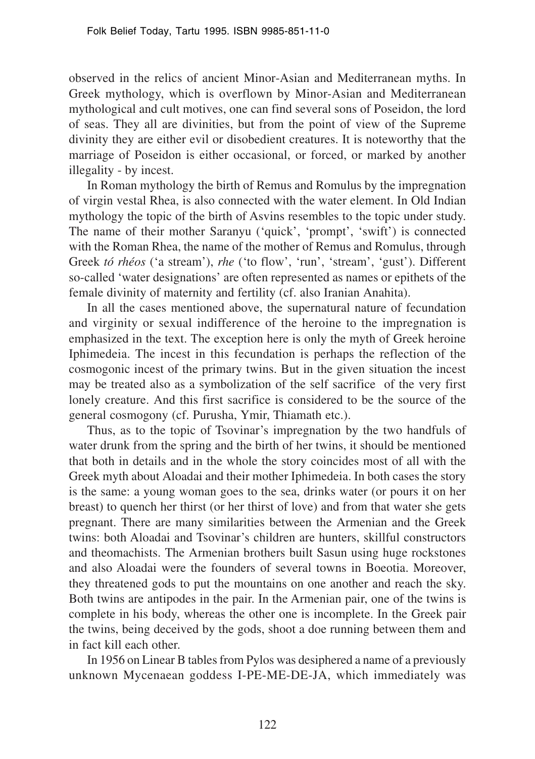observed in the relics of ancient Minor-Asian and Mediterranean myths. In Greek mythology, which is overflown by Minor-Asian and Mediterranean mythological and cult motives, one can find several sons of Poseidon, the lord of seas. They all are divinities, but from the point of view of the Supreme divinity they are either evil or disobedient creatures. It is noteworthy that the marriage of Poseidon is either occasional, or forced, or marked by another illegality - by incest.

In Roman mythology the birth of Remus and Romulus by the impregnation of virgin vestal Rhea, is also connected with the water element. In Old Indian mythology the topic of the birth of Asvins resembles to the topic under study. The name of their mother Saranyu ('quick', 'prompt', 'swift') is connected with the Roman Rhea, the name of the mother of Remus and Romulus, through Greek *tó rhéos* ('a stream'), *rhe* ('to flow', 'run', 'stream', 'gust'). Different so-called 'water designations' are often represented as names or epithets of the female divinity of maternity and fertility (cf. also Iranian Anahita).

In all the cases mentioned above, the supernatural nature of fecundation and virginity or sexual indifference of the heroine to the impregnation is emphasized in the text. The exception here is only the myth of Greek heroine Iphimedeia. The incest in this fecundation is perhaps the reflection of the cosmogonic incest of the primary twins. But in the given situation the incest may be treated also as a symbolization of the self sacrifice of the very first lonely creature. And this first sacrifice is considered to be the source of the general cosmogony (cf. Purusha, Ymir, Thiamath etc.).

Thus, as to the topic of Tsovinar's impregnation by the two handfuls of water drunk from the spring and the birth of her twins, it should be mentioned that both in details and in the whole the story coincides most of all with the Greek myth about Aloadai and their mother Iphimedeia. In both cases the story is the same: a young woman goes to the sea, drinks water (or pours it on her breast) to quench her thirst (or her thirst of love) and from that water she gets pregnant. There are many similarities between the Armenian and the Greek twins: both Aloadai and Tsovinar's children are hunters, skillful constructors and theomachists. The Armenian brothers built Sasun using huge rockstones and also Aloadai were the founders of several towns in Boeotia. Moreover, they threatened gods to put the mountains on one another and reach the sky. Both twins are antipodes in the pair. In the Armenian pair, one of the twins is complete in his body, whereas the other one is incomplete. In the Greek pair the twins, being deceived by the gods, shoot a doe running between them and in fact kill each other.

In 1956 on Linear B tables from Pylos was desiphered a name of a previously unknown Mycenaean goddess I-PE-ME-DE-JA, which immediately was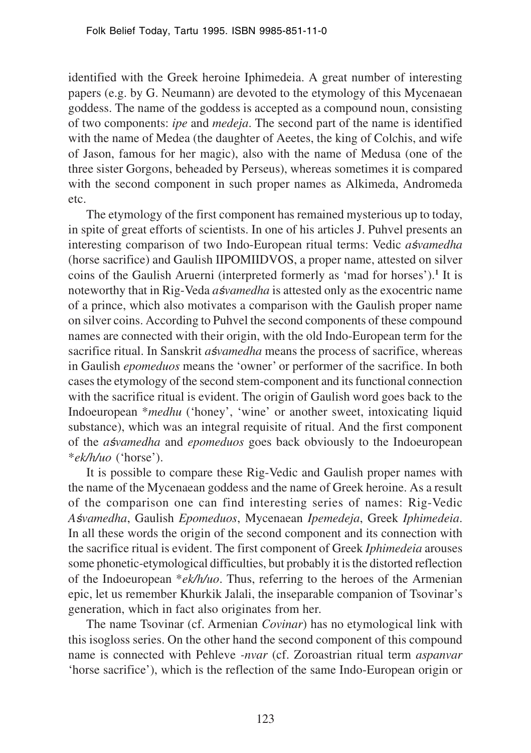identified with the Greek heroine Iphimedeia. A great number of interesting papers (e.g. by G. Neumann) are devoted to the etymology of this Mycenaean goddess. The name of the goddess is accepted as a compound noun, consisting of two components: *ipe* and *medeja*. The second part of the name is identified with the name of Medea (the daughter of Aeetes, the king of Colchis, and wife of Jason, famous for her magic), also with the name of Medusa (one of the three sister Gorgons, beheaded by Perseus), whereas sometimes it is compared with the second component in such proper names as Alkimeda, Andromeda etc.

The etymology of the first component has remained mysterious up to today, in spite of great efforts of scientists. In one of his articles J. Puhvel presents an interesting comparison of two Indo-European ritual terms: Vedic *aśvamedha* (horse sacrifice) and Gaulish IIPOMIIDVOS, a proper name, attested on silver coins of the Gaulish Aruerni (interpreted formerly as 'mad for horses').[1] It is noteworthy that in Rig-Veda *aśvamedha* is attested only as the exocentric name of a prince, which also motivates a comparison with the Gaulish proper name on silver coins. According to Puhvel the second components of these compound names are connected with their origin, with the old Indo-European term for the sacrifice ritual. In Sanskrit *aśvamedha* means the process of sacrifice, whereas in Gaulish *epomeduos* means the 'owner' or performer of the sacrifice. In both cases the etymology of the second stem-component and its functional connection with the sacrifice ritual is evident. The origin of Gaulish word goes back to the Indoeuropean \**medhu* ('honey', 'wine' or another sweet, intoxicating liquid substance), which was an integral requisite of ritual. And the first component of the *aśvamedha* and *epomeduos* goes back obviously to the Indoeuropean \**ek/h/uo* ('horse').

It is possible to compare these Rig-Vedic and Gaulish proper names with the name of the Mycenaean goddess and the name of Greek heroine. As a result of the comparison one can find interesting series of names: Rig-Vedic *Aśvamedha*, Gaulish *Epomeduos*, Mycenaean *Ipemedeja*, Greek *Iphimedeia*. In all these words the origin of the second component and its connection with the sacrifice ritual is evident. The first component of Greek *Iphimedeia* arouses some phonetic-etymological difficulties, but probably it is the distorted reflection of the Indoeuropean \**ek/h/uo*. Thus, referring to the heroes of the Armenian epic, let us remember Khurkik Jalali, the inseparable companion of Tsovinar's generation, which in fact also originates from her.

The name Tsovinar (cf. Armenian *Covinar*) has no etymological link with this isogloss series. On the other hand the second component of this compound name is connected with Pehleve *-nvar* (cf. Zoroastrian ritual term *aspanvar* 'horse sacrifice'), which is the reflection of the same Indo-European origin or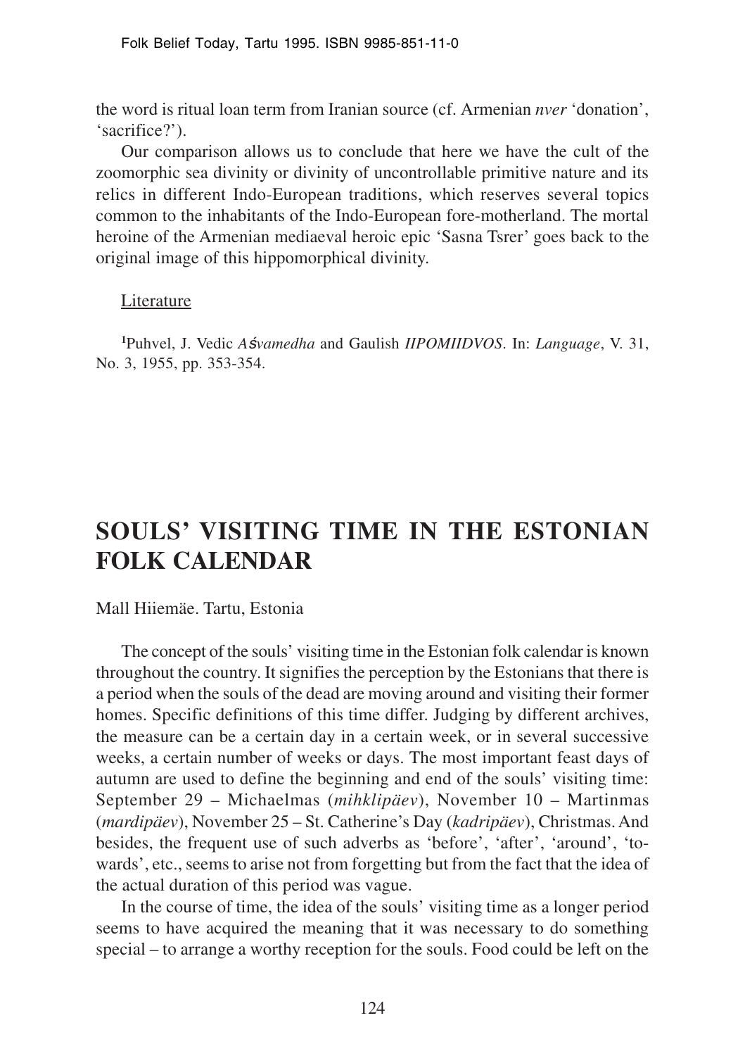the word is ritual loan term from Iranian source (cf. Armenian *nver* 'donation', 'sacrifice?').

Our comparison allows us to conclude that here we have the cult of the zoomorphic sea divinity or divinity of uncontrollable primitive nature and its relics in different Indo-European traditions, which reserves several topics common to the inhabitants of the Indo-European fore-motherland. The mortal heroine of the Armenian mediaeval heroic epic 'Sasna Tsrer' goes back to the original image of this hippomorphical divinity.

Literature

[1]Puhvel, J. Vedic *Aśvamedha* and Gaulish *IIPOMIIDVOS*. In: *Language*, V. 31, No. 3, 1955, pp. 353-354.

# SOULS' VISITING TIME IN THE ESTONIAN FOLK CALENDAR

Mall Hiiemäe. Tartu, Estonia

The concept of the souls' visiting time in the Estonian folk calendar is known throughout the country. It signifies the perception by the Estonians that there is a period when the souls of the dead are moving around and visiting their former homes. Specific definitions of this time differ. Judging by different archives, the measure can be a certain day in a certain week, or in several successive weeks, a certain number of weeks or days. The most important feast days of autumn are used to define the beginning and end of the souls' visiting time: September 29 – Michaelmas (*mihklipäev*), November 10 – Martinmas (*mardipäev*), November 25 – St. Catherine's Day (*kadripäev*), Christmas. And besides, the frequent use of such adverbs as 'before', 'after', 'around', 'towards', etc., seems to arise not from forgetting but from the fact that the idea of the actual duration of this period was vague.

In the course of time, the idea of the souls' visiting time as a longer period seems to have acquired the meaning that it was necessary to do something special – to arrange a worthy reception for the souls. Food could be left on the